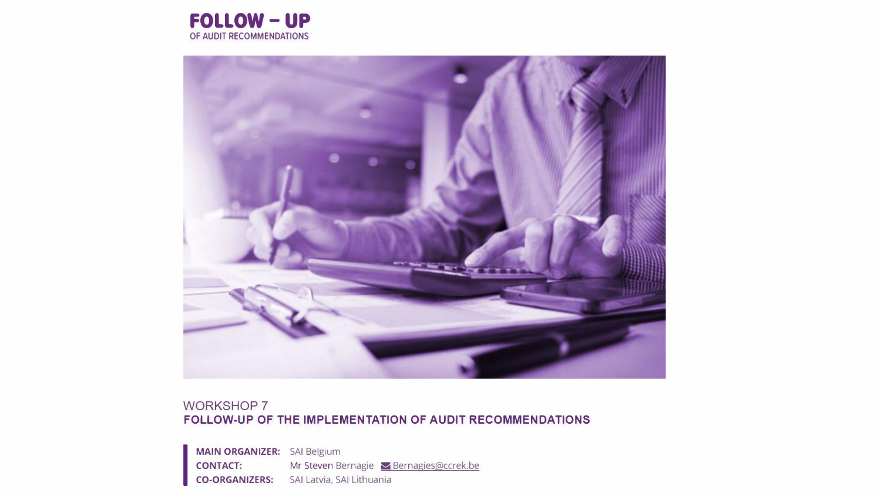# FOLLOW – UP

OF AUDIT RECOMMENDATIONS

WORKSHOP 7

## FOLLOW-UP OF THE IMPLEMENTATION OF AUDIT RECOMMENDATIONS

**MAIN ORGANIZER:** SAI Belgium

**CONTACT:** Mr Steven Bernagie Bernagies@ccrek.be

**CO-ORGANIZERS:** SAI Latvia, SAI Lithuania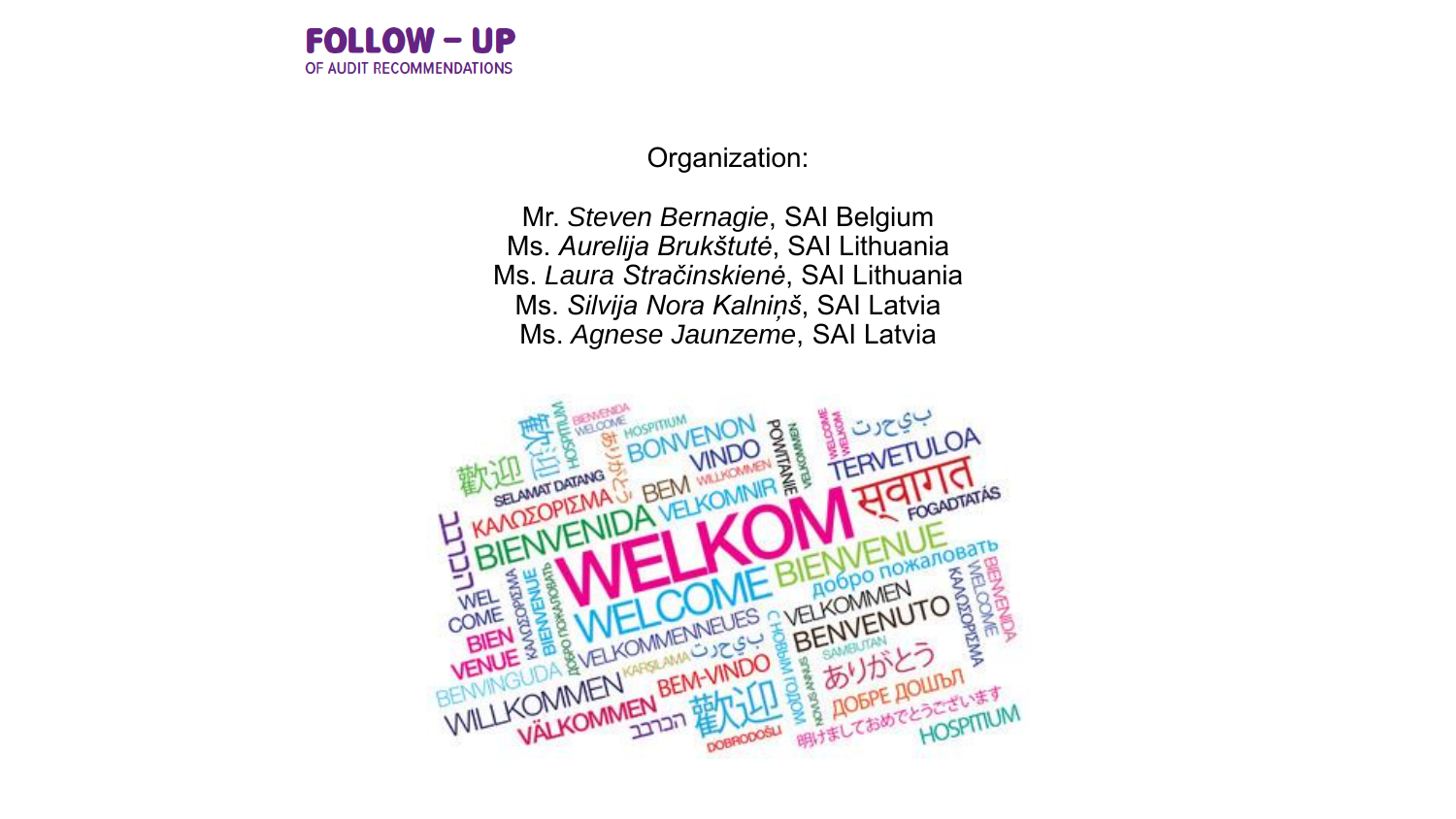Organization:

Mr. *Steven Bernagie*, SAI Belgium
Ms. *Aurelija Brukštutė*, SAI Lithuania
Ms. *Laura Stračinskienė*, SAI Lithuania
Ms. *Silvija Nora Kalniņš*, SAI Latvia
Ms. *Agnese Jaunzeme*, SAI Latvia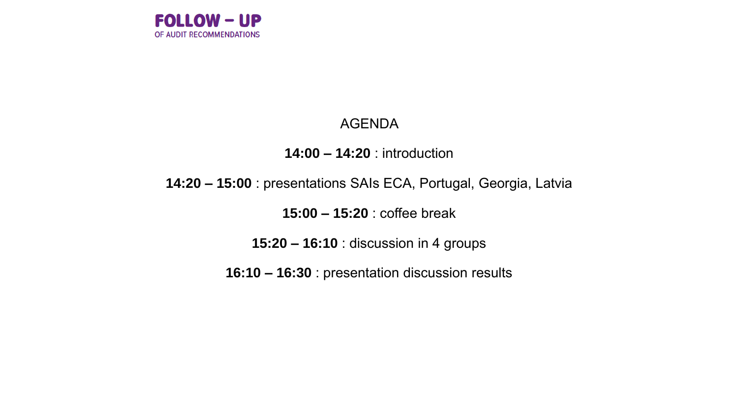# AGENDA

**14:00 – 14:20** : introduction

**14:20 – 15:00** : presentations SAIs ECA, Portugal, Georgia, Latvia

**15:00 – 15:20** : coffee break

**15:20 – 16:10** : discussion in 4 groups

**16:10 – 16:30** : presentation discussion results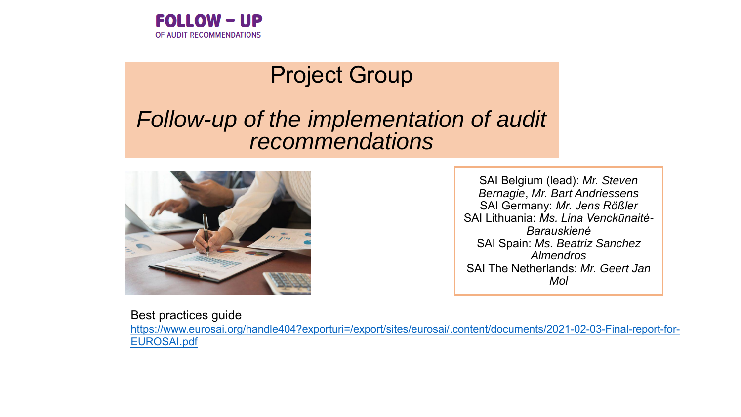**FOLLOW – UP**
OF AUDIT RECOMMENDATIONS

# Project Group

## *Follow-up of the implementation of audit recommendations*

SAI Belgium (lead): *Mr. Steven Bernagie*, *Mr. Bart Andriessens*
SAI Germany: *Mr. Jens Rößler*
SAI Lithuania: *Ms. Lina Venckūnaitė-Barauskienė*
SAI Spain: *Ms. Beatriz Sanchez Almendros*
SAI The Netherlands: *Mr. Geert Jan Mol*

Best practices guide
https://www.eurosai.org/handle404?exporturi=/export/sites/eurosai/.content/documents/2021-02-03-Final-report-for-EUROSAI.pdf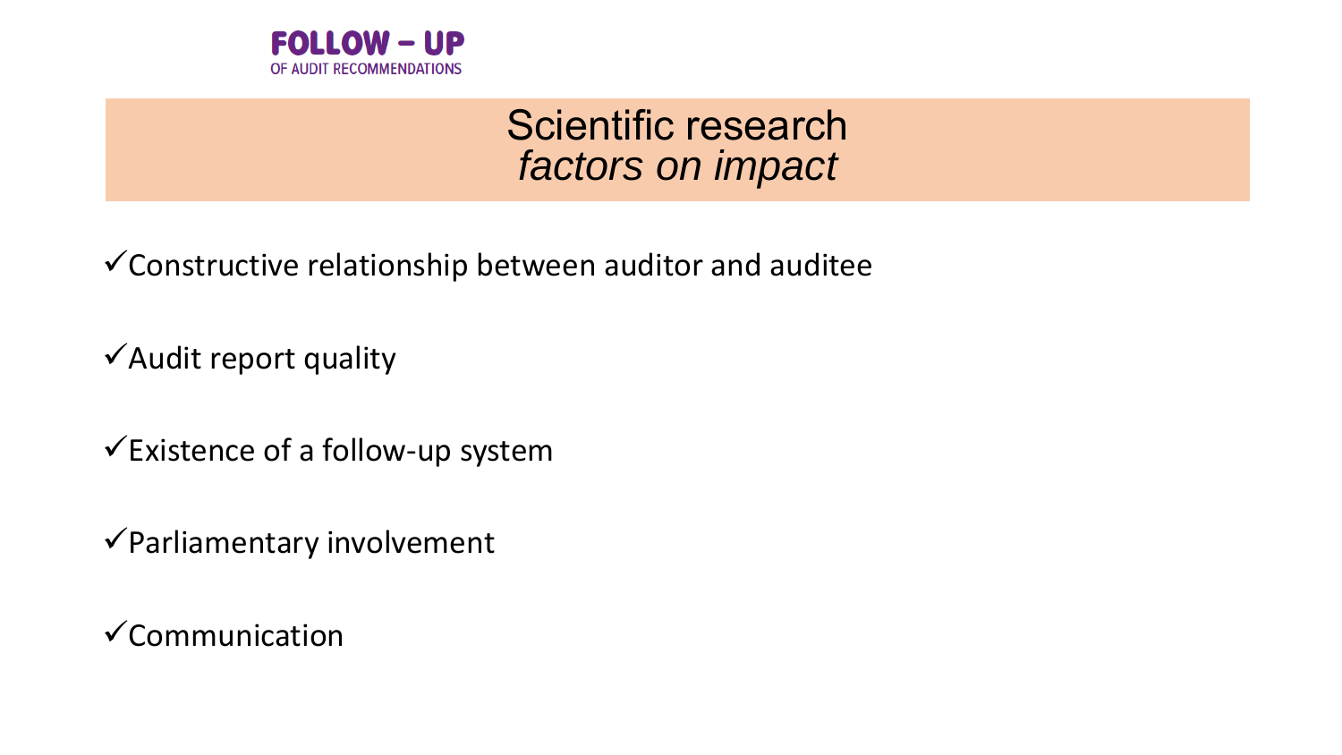# Scientific research
## *factors on impact*

- ✓ Constructive relationship between auditor and auditee
- ✓ Audit report quality
- ✓ Existence of a follow-up system
- ✓ Parliamentary involvement
- ✓ Communication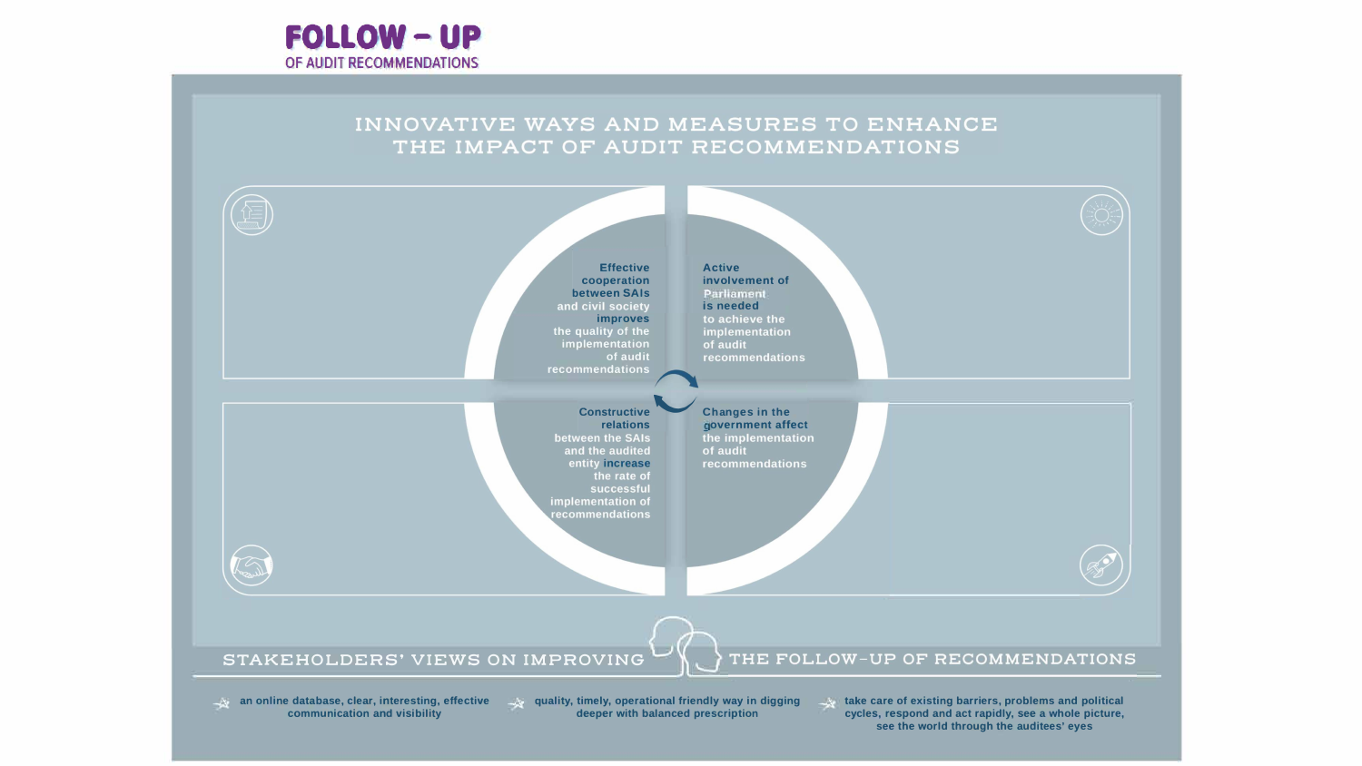# FOLLOW – UP

OF AUDIT RECOMMENDATIONS

## INNOVATIVE WAYS AND MEASURES TO ENHANCE THE IMPACT OF AUDIT RECOMMENDATIONS

**Effective cooperation between SAIs** and civil society **improves** the quality of the implementation of audit recommendations

**Active involvement of Parliament is needed** to achieve the implementation of audit recommendations

**Constructive relations** between the SAIs and the audited entity **increase** the rate of successful implementation of recommendations

**Changes in the government affect** the implementation of audit recommendations

## STAKEHOLDERS' VIEWS ON IMPROVING THE FOLLOW-UP OF RECOMMENDATIONS

- an online database, clear, interesting, effective communication and visibility
- quality, timely, operational friendly way in digging deeper with balanced prescription
- take care of existing barriers, problems and political cycles, respond and act rapidly, see a whole picture, see the world through the auditees' eyes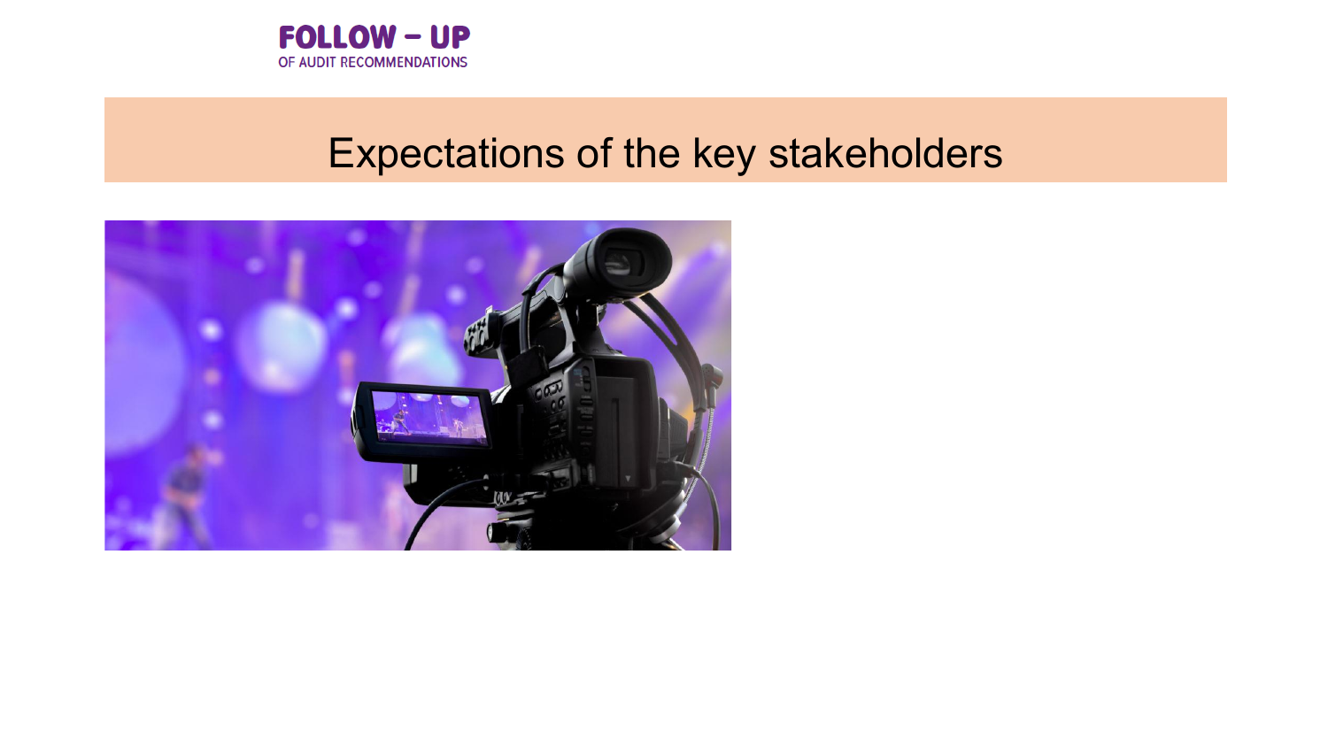# Expectations of the key stakeholders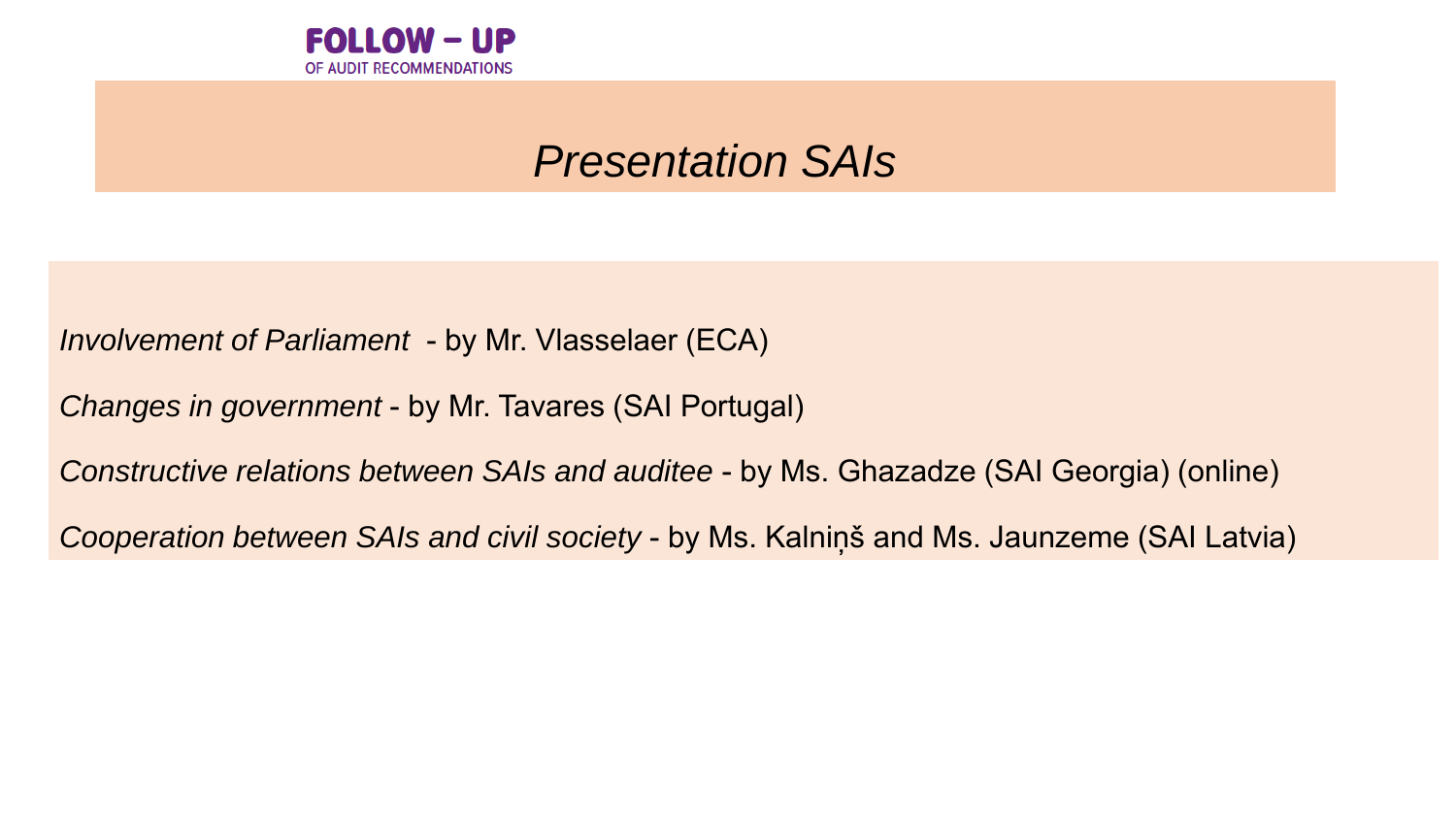**FOLLOW – UP**
OF AUDIT RECOMMENDATIONS

# *Presentation SAIs*

*Involvement of Parliament* - by Mr. Vlasselaer (ECA)

*Changes in government* - by Mr. Tavares (SAI Portugal)

*Constructive relations between SAIs and auditee* - by Ms. Ghazadze (SAI Georgia) (online)

*Cooperation between SAIs and civil society* - by Ms. Kalniņš and Ms. Jaunzeme (SAI Latvia)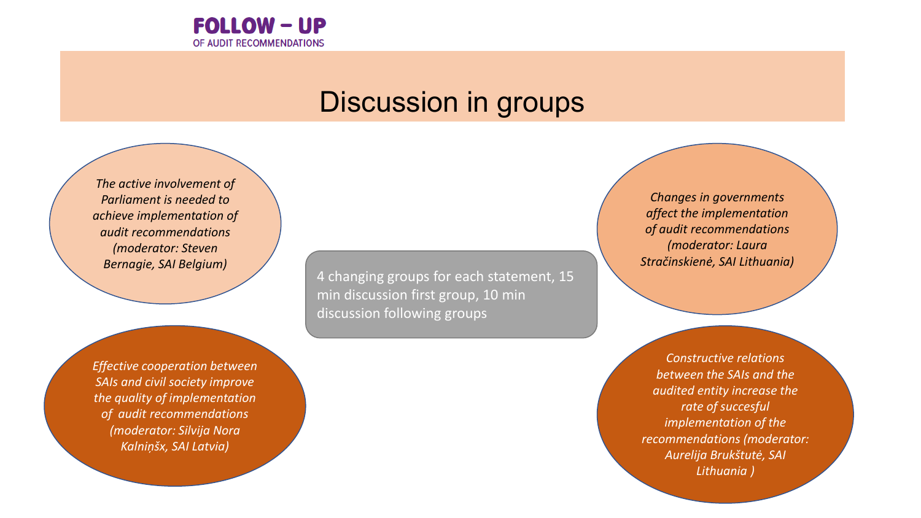**FOLLOW – UP**
OF AUDIT RECOMMENDATIONS

# Discussion in groups

*The active involvement of Parliament is needed to achieve implementation of audit recommendations (moderator: Steven Bernagie, SAI Belgium)*

*Changes in governments affect the implementation of audit recommendations (moderator: Laura Stračinskienė, SAI Lithuania)*

4 changing groups for each statement, 15 min discussion first group, 10 min discussion following groups

*Effective cooperation between SAIs and civil society improve the quality of implementation of audit recommendations (moderator: Silvija Nora Kalniņšx, SAI Latvia)*

*Constructive relations between the SAIs and the audited entity increase the rate of succesful implementation of the recommendations (moderator: Aurelija Brukštutė, SAI Lithuania )*